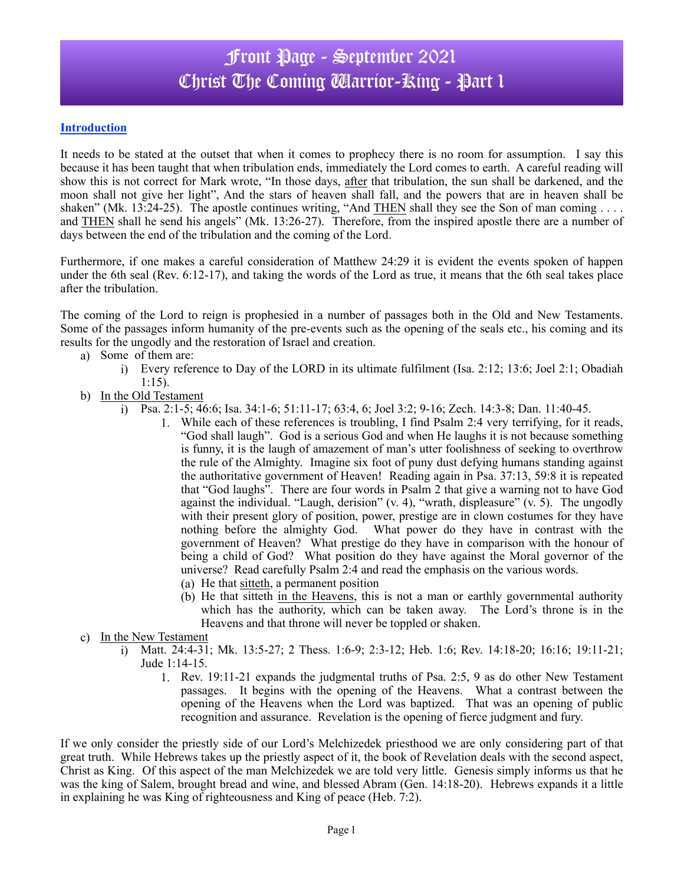# Front Page - September 2021
# Christ The Coming Warrior-King - Part 1

## Introduction

It needs to be stated at the outset that when it comes to prophecy there is no room for assumption. I say this because it has been taught that when tribulation ends, immediately the Lord comes to earth. A careful reading will show this is not correct for Mark wrote, "In those days, <u>after</u> that tribulation, the sun shall be darkened, and the moon shall not give her light", And the stars of heaven shall fall, and the powers that are in heaven shall be shaken" (Mk. 13:24-25). The apostle continues writing, "And <u>THEN</u> shall they see the Son of man coming . . . . and <u>THEN</u> shall he send his angels" (Mk. 13:26-27). Therefore, from the inspired apostle there are a number of days between the end of the tribulation and the coming of the Lord.

Furthermore, if one makes a careful consideration of Matthew 24:29 it is evident the events spoken of happen under the 6th seal (Rev. 6:12-17), and taking the words of the Lord as true, it means that the 6th seal takes place after the tribulation.

The coming of the Lord to reign is prophesied in a number of passages both in the Old and New Testaments. Some of the passages inform humanity of the pre-events such as the opening of the seals etc., his coming and its results for the ungodly and the restoration of Israel and creation.

a) Some of them are:
   i) Every reference to Day of the LORD in its ultimate fulfilment (Isa. 2:12; 13:6; Joel 2:1; Obadiah 1:15).
b) <u>In the Old Testament</u>
   i) Psa. 2:1-5; 46:6; Isa. 34:1-6; 51:11-17; 63:4, 6; Joel 3:2; 9-16; Zech. 14:3-8; Dan. 11:40-45.
      1. While each of these references is troubling, I find Psalm 2:4 very terrifying, for it reads, "God shall laugh". God is a serious God and when He laughs it is not because something is funny, it is the laugh of amazement of man's utter foolishness of seeking to overthrow the rule of the Almighty. Imagine six foot of puny dust defying humans standing against the authoritative government of Heaven! Reading again in Psa. 37:13, 59:8 it is repeated that "God laughs". There are four words in Psalm 2 that give a warning not to have God against the individual. "Laugh, derision" (v. 4), "wrath, displeasure" (v. 5). The ungodly with their present glory of position, power, prestige are in clown costumes for they have nothing before the almighty God. What power do they have in contrast with the government of Heaven? What prestige do they have in comparison with the honour of being a child of God? What position do they have against the Moral governor of the universe? Read carefully Psalm 2:4 and read the emphasis on the various words.
         (a) He that <u>sitteth</u>, a permanent position
         (b) He that sitteth <u>in the Heavens</u>, this is not a man or earthly governmental authority which has the authority, which can be taken away. The Lord's throne is in the Heavens and that throne will never be toppled or shaken.
c) <u>In the New Testament</u>
   i) Matt. 24:4-31; Mk. 13:5-27; 2 Thess. 1:6-9; 2:3-12; Heb. 1:6; Rev. 14:18-20; 16:16; 19:11-21; Jude 1:14-15.
      1. Rev. 19:11-21 expands the judgmental truths of Psa. 2:5, 9 as do other New Testament passages. It begins with the opening of the Heavens. What a contrast between the opening of the Heavens when the Lord was baptized. That was an opening of public recognition and assurance. Revelation is the opening of fierce judgment and fury.

If we only consider the priestly side of our Lord's Melchizedek priesthood we are only considering part of that great truth. While Hebrews takes up the priestly aspect of it, the book of Revelation deals with the second aspect, Christ as King. Of this aspect of the man Melchizedek we are told very little. Genesis simply informs us that he was the king of Salem, brought bread and wine, and blessed Abram (Gen. 14:18-20). Hebrews expands it a little in explaining he was King of righteousness and King of peace (Heb. 7:2).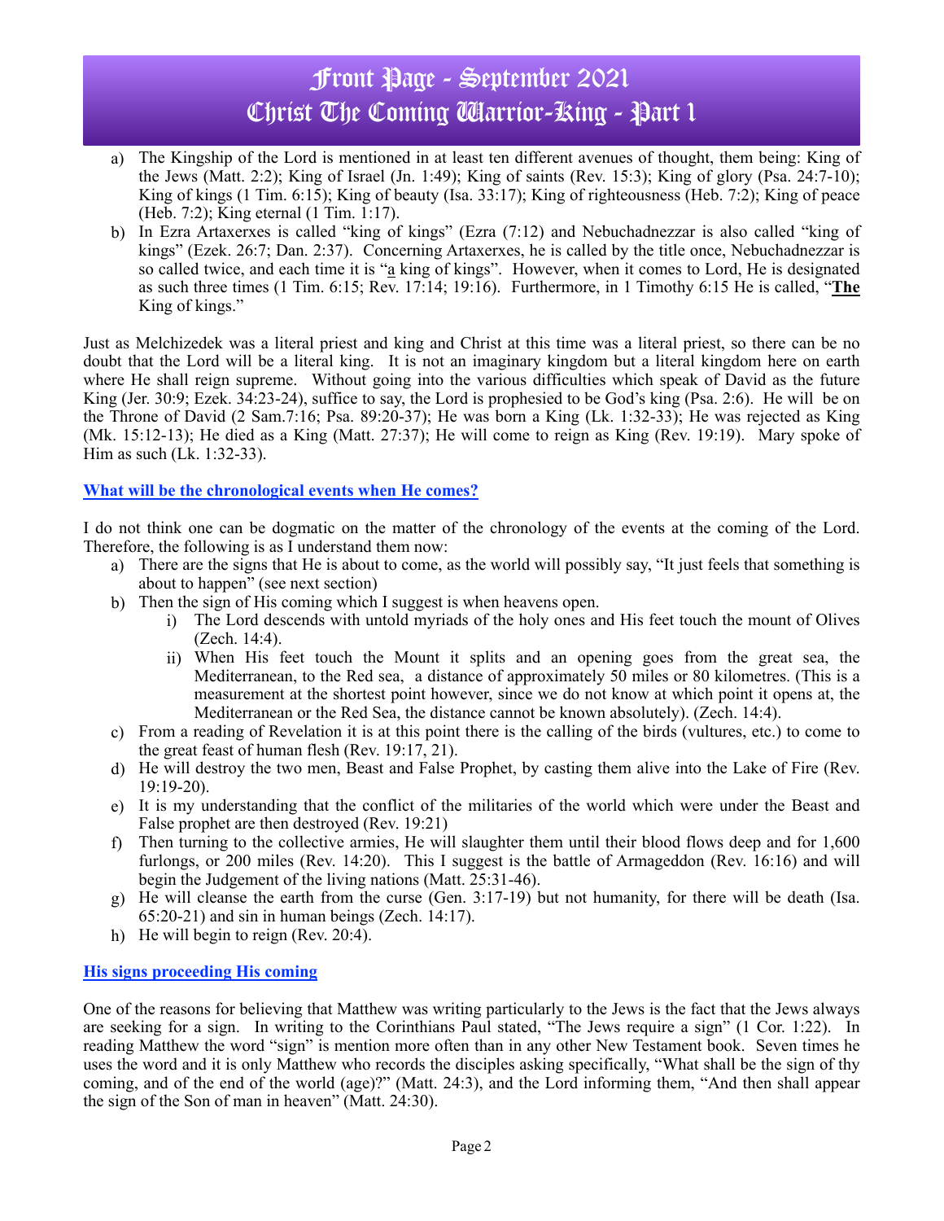a) The Kingship of the Lord is mentioned in at least ten different avenues of thought, them being: King of the Jews (Matt. 2:2); King of Israel (Jn. 1:49); King of saints (Rev. 15:3); King of glory (Psa. 24:7-10); King of kings (1 Tim. 6:15); King of beauty (Isa. 33:17); King of righteousness (Heb. 7:2); King of peace (Heb. 7:2); King eternal (1 Tim. 1:17).

b) In Ezra Artaxerxes is called "king of kings" (Ezra (7:12) and Nebuchadnezzar is also called "king of kings" (Ezek. 26:7; Dan. 2:37). Concerning Artaxerxes, he is called by the title once, Nebuchadnezzar is so called twice, and each time it is "a king of kings". However, when it comes to Lord, He is designated as such three times (1 Tim. 6:15; Rev. 17:14; 19:16). Furthermore, in 1 Timothy 6:15 He is called, "**The** King of kings."

Just as Melchizedek was a literal priest and king and Christ at this time was a literal priest, so there can be no doubt that the Lord will be a literal king. It is not an imaginary kingdom but a literal kingdom here on earth where He shall reign supreme. Without going into the various difficulties which speak of David as the future King (Jer. 30:9; Ezek. 34:23-24), suffice to say, the Lord is prophesied to be God's king (Psa. 2:6). He will be on the Throne of David (2 Sam.7:16; Psa. 89:20-37); He was born a King (Lk. 1:32-33); He was rejected as King (Mk. 15:12-13); He died as a King (Matt. 27:37); He will come to reign as King (Rev. 19:19). Mary spoke of Him as such (Lk. 1:32-33).

## What will be the chronological events when He comes?

I do not think one can be dogmatic on the matter of the chronology of the events at the coming of the Lord. Therefore, the following is as I understand them now:

a) There are the signs that He is about to come, as the world will possibly say, "It just feels that something is about to happen" (see next section)

b) Then the sign of His coming which I suggest is when heavens open.
   i) The Lord descends with untold myriads of the holy ones and His feet touch the mount of Olives (Zech. 14:4).
   ii) When His feet touch the Mount it splits and an opening goes from the great sea, the Mediterranean, to the Red sea, a distance of approximately 50 miles or 80 kilometres. (This is a measurement at the shortest point however, since we do not know at which point it opens at, the Mediterranean or the Red Sea, the distance cannot be known absolutely). (Zech. 14:4).

c) From a reading of Revelation it is at this point there is the calling of the birds (vultures, etc.) to come to the great feast of human flesh (Rev. 19:17, 21).

d) He will destroy the two men, Beast and False Prophet, by casting them alive into the Lake of Fire (Rev. 19:19-20).

e) It is my understanding that the conflict of the militaries of the world which were under the Beast and False prophet are then destroyed (Rev. 19:21)

f) Then turning to the collective armies, He will slaughter them until their blood flows deep and for 1,600 furlongs, or 200 miles (Rev. 14:20). This I suggest is the battle of Armageddon (Rev. 16:16) and will begin the Judgement of the living nations (Matt. 25:31-46).

g) He will cleanse the earth from the curse (Gen. 3:17-19) but not humanity, for there will be death (Isa. 65:20-21) and sin in human beings (Zech. 14:17).

h) He will begin to reign (Rev. 20:4).

## His signs proceeding His coming

One of the reasons for believing that Matthew was writing particularly to the Jews is the fact that the Jews always are seeking for a sign. In writing to the Corinthians Paul stated, "The Jews require a sign" (1 Cor. 1:22). In reading Matthew the word "sign" is mention more often than in any other New Testament book. Seven times he uses the word and it is only Matthew who records the disciples asking specifically, "What shall be the sign of thy coming, and of the end of the world (age)?" (Matt. 24:3), and the Lord informing them, "And then shall appear the sign of the Son of man in heaven" (Matt. 24:30).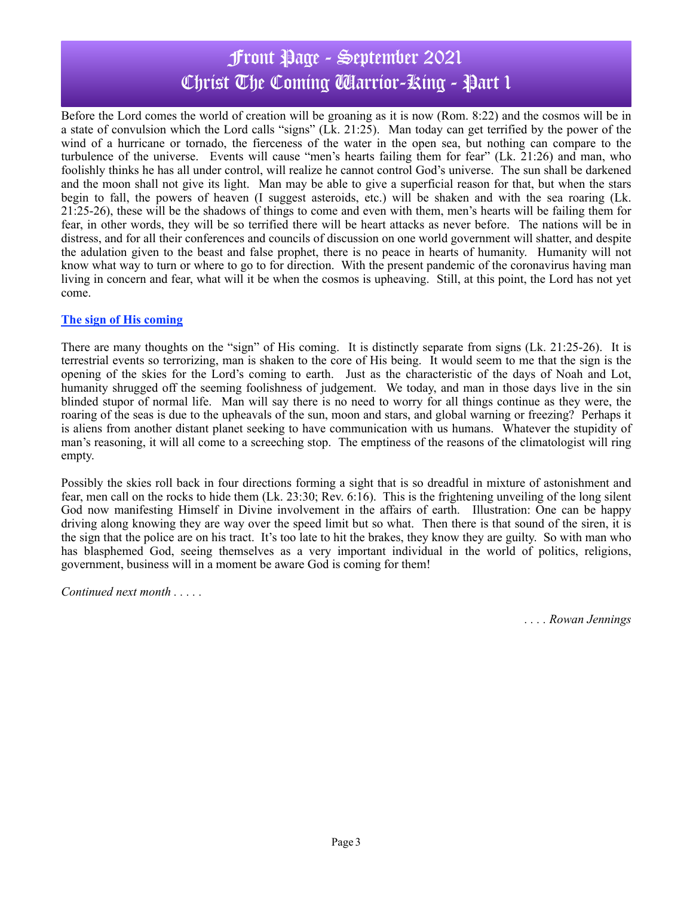# Front Page - September 2021
# Christ The Coming Warrior-King - Part 1

Before the Lord comes the world of creation will be groaning as it is now (Rom. 8:22) and the cosmos will be in a state of convulsion which the Lord calls "signs" (Lk. 21:25). Man today can get terrified by the power of the wind of a hurricane or tornado, the fierceness of the water in the open sea, but nothing can compare to the turbulence of the universe. Events will cause "men's hearts failing them for fear" (Lk. 21:26) and man, who foolishly thinks he has all under control, will realize he cannot control God's universe. The sun shall be darkened and the moon shall not give its light. Man may be able to give a superficial reason for that, but when the stars begin to fall, the powers of heaven (I suggest asteroids, etc.) will be shaken and with the sea roaring (Lk. 21:25-26), these will be the shadows of things to come and even with them, men's hearts will be failing them for fear, in other words, they will be so terrified there will be heart attacks as never before. The nations will be in distress, and for all their conferences and councils of discussion on one world government will shatter, and despite the adulation given to the beast and false prophet, there is no peace in hearts of humanity. Humanity will not know what way to turn or where to go to for direction. With the present pandemic of the coronavirus having man living in concern and fear, what will it be when the cosmos is upheaving. Still, at this point, the Lord has not yet come.

## The sign of His coming

There are many thoughts on the "sign" of His coming. It is distinctly separate from signs (Lk. 21:25-26). It is terrestrial events so terrorizing, man is shaken to the core of His being. It would seem to me that the sign is the opening of the skies for the Lord's coming to earth. Just as the characteristic of the days of Noah and Lot, humanity shrugged off the seeming foolishness of judgement. We today, and man in those days live in the sin blinded stupor of normal life. Man will say there is no need to worry for all things continue as they were, the roaring of the seas is due to the upheavals of the sun, moon and stars, and global warning or freezing? Perhaps it is aliens from another distant planet seeking to have communication with us humans. Whatever the stupidity of man's reasoning, it will all come to a screeching stop. The emptiness of the reasons of the climatologist will ring empty.

Possibly the skies roll back in four directions forming a sight that is so dreadful in mixture of astonishment and fear, men call on the rocks to hide them (Lk. 23:30; Rev. 6:16). This is the frightening unveiling of the long silent God now manifesting Himself in Divine involvement in the affairs of earth. Illustration: One can be happy driving along knowing they are way over the speed limit but so what. Then there is that sound of the siren, it is the sign that the police are on his tract. It's too late to hit the brakes, they know they are guilty. So with man who has blasphemed God, seeing themselves as a very important individual in the world of politics, religions, government, business will in a moment be aware God is coming for them!

*Continued next month . . . . .*

*. . . . Rowan Jennings*